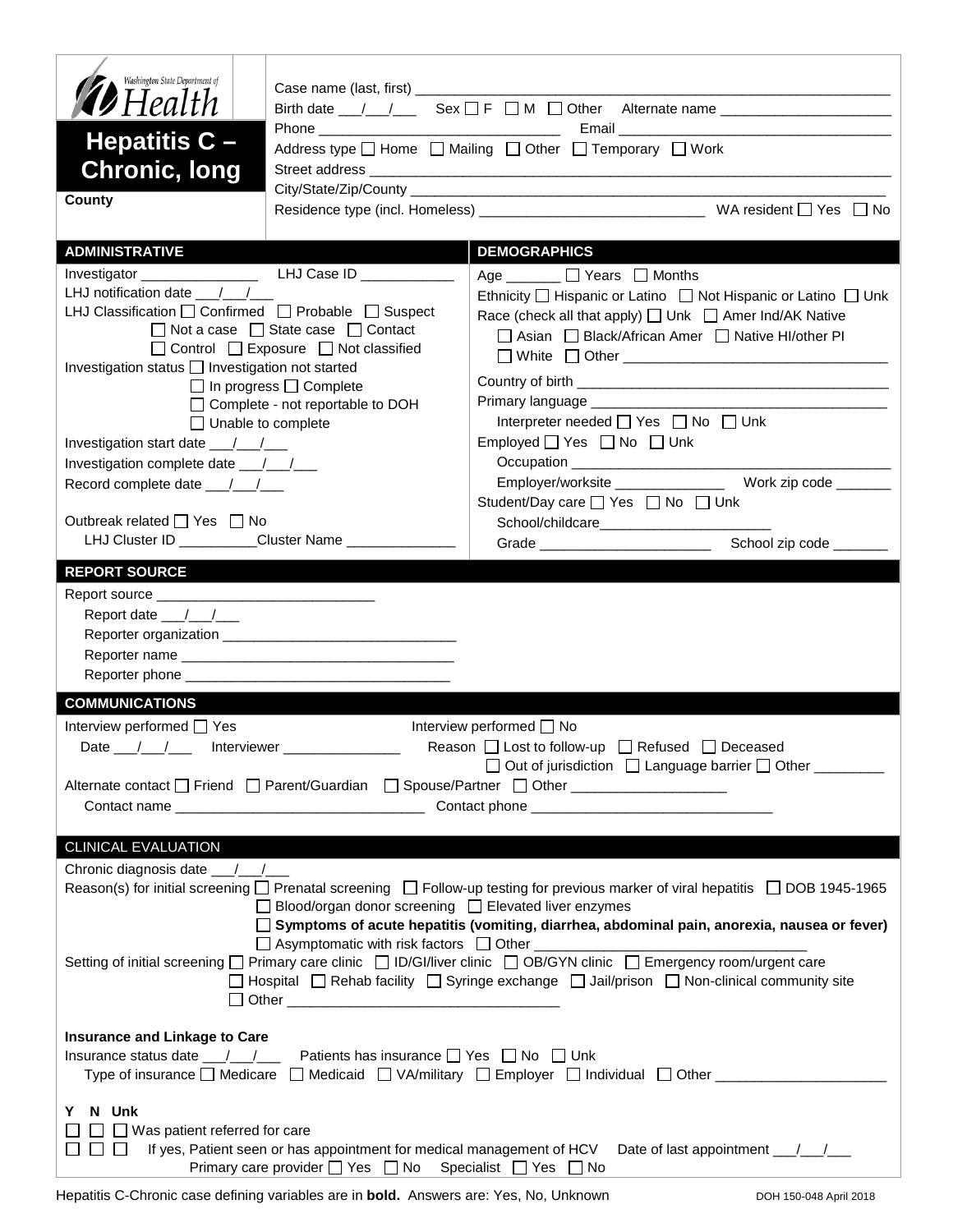Washington State Department of Health

# Hepatitis C – Chronic, long

**County**

Case name (last, first) ____________________
Birth date ___/___/___ Sex ☐ F ☐ M ☐ Other Alternate name ____________________
Phone ____________________ Email ____________________
Address type ☐ Home ☐ Mailing ☐ Other ☐ Temporary ☐ Work
Street address ____________________
City/State/Zip/County ____________________
Residence type (incl. Homeless) ____________________ WA resident ☐ Yes ☐ No

## ADMINISTRATIVE

Investigator ______________ LHJ Case ID ____________
LHJ notification date ___/___/___
LHJ Classification ☐ Confirmed ☐ Probable ☐ Suspect ☐ Not a case ☐ State case ☐ Contact ☐ Control ☐ Exposure ☐ Not classified
Investigation status ☐ Investigation not started ☐ In progress ☐ Complete ☐ Complete - not reportable to DOH ☐ Unable to complete
Investigation start date ___/___/___
Investigation complete date ___/___/___
Record complete date ___/___/___

Outbreak related ☐ Yes ☐ No
LHJ Cluster ID __________ Cluster Name ______________

## DEMOGRAPHICS

Age _______ ☐ Years ☐ Months
Ethnicity ☐ Hispanic or Latino ☐ Not Hispanic or Latino ☐ Unk
Race (check all that apply) ☐ Unk ☐ Amer Ind/AK Native ☐ Asian ☐ Black/African Amer ☐ Native HI/other PI ☐ White ☐ Other ____________________
Country of birth ____________________
Primary language ____________________
Interpreter needed ☐ Yes ☐ No ☐ Unk
Employed ☐ Yes ☐ No ☐ Unk
Occupation ____________________
Employer/worksite ______________ Work zip code _______
Student/Day care ☐ Yes ☐ No ☐ Unk
School/childcare ______________________
Grade ______________________ School zip code _______

## REPORT SOURCE

Report source ____________________
Report date ___/___/___
Reporter organization ____________________
Reporter name ____________________
Reporter phone ____________________

## COMMUNICATIONS

Interview performed ☐ Yes
Date ___/___/___ Interviewer _______________

Interview performed ☐ No
Reason ☐ Lost to follow-up ☐ Refused ☐ Deceased ☐ Out of jurisdiction ☐ Language barrier ☐ Other _________

Alternate contact ☐ Friend ☐ Parent/Guardian ☐ Spouse/Partner ☐ Other ____________________
Contact name ____________________ Contact phone ____________________

## CLINICAL EVALUATION

Chronic diagnosis date ___/___/___
Reason(s) for initial screening ☐ Prenatal screening ☐ Follow-up testing for previous marker of viral hepatitis ☐ DOB 1945-1965 ☐ Blood/organ donor screening ☐ Elevated liver enzymes ☐ **Symptoms of acute hepatitis (vomiting, diarrhea, abdominal pain, anorexia, nausea or fever)** ☐ Asymptomatic with risk factors ☐ Other ____________________
Setting of initial screening ☐ Primary care clinic ☐ ID/GI/liver clinic ☐ OB/GYN clinic ☐ Emergency room/urgent care ☐ Hospital ☐ Rehab facility ☐ Syringe exchange ☐ Jail/prison ☐ Non-clinical community site ☐ Other ____________________

**Insurance and Linkage to Care**

Insurance status date ___/___/___ Patients has insurance ☐ Yes ☐ No ☐ Unk
Type of insurance ☐ Medicare ☐ Medicaid ☐ VA/military ☐ Employer ☐ Individual ☐ Other ____________________

**Y N Unk**
☐ ☐ ☐ Was patient referred for care
☐ ☐ ☐ If yes, Patient seen or has appointment for medical management of HCV Date of last appointment ___/___/___
Primary care provider ☐ Yes ☐ No Specialist ☐ Yes ☐ No

Hepatitis C-Chronic case defining variables are in **bold**. Answers are: Yes, No, Unknown

DOH 150-048 April 2018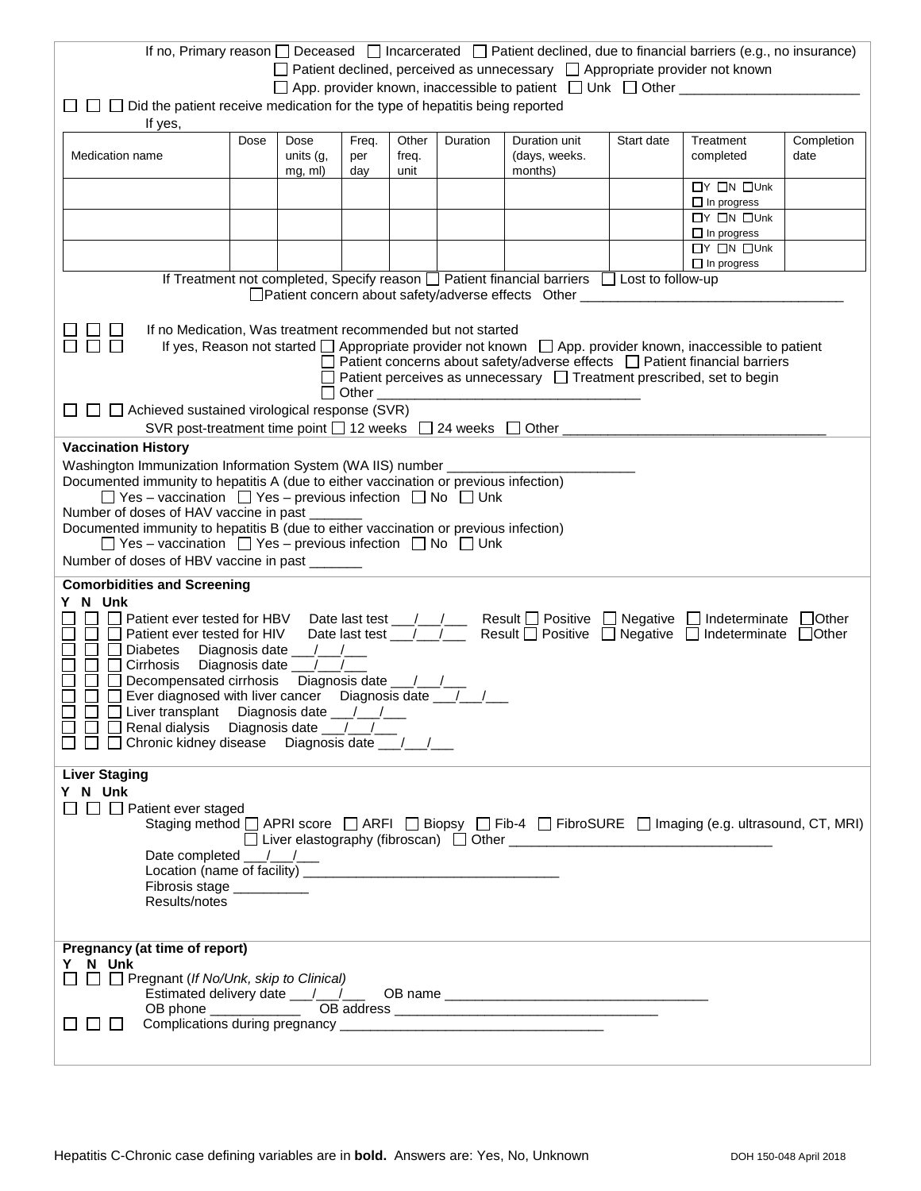If no, Primary reason ☐ Deceased ☐ Incarcerated ☐ Patient declined, due to financial barriers (e.g., no insurance)
☐ Patient declined, perceived as unnecessary ☐ Appropriate provider not known
☐ App. provider known, inaccessible to patient ☐ Unk ☐ Other ________________________

☐ ☐ ☐ Did the patient receive medication for the type of hepatitis being reported

If yes,

| Medication name | Dose | Dose units (g, mg, ml) | Freq. per day | Other freq. unit | Duration | Duration unit (days, weeks. months) | Start date | Treatment completed | Completion date |
|---|---|---|---|---|---|---|---|---|---|
| | | | | | | | | ☐Y ☐N ☐Unk ☐ In progress | |
| | | | | | | | | ☐Y ☐N ☐Unk ☐ In progress | |
| | | | | | | | | ☐Y ☐N ☐Unk ☐ In progress | |

If Treatment not completed, Specify reason ☐ Patient financial barriers ☐ Lost to follow-up
☐Patient concern about safety/adverse effects Other ___________________________________

☐ ☐ ☐ If no Medication, Was treatment recommended but not started

☐ ☐ ☐ If yes, Reason not started ☐ Appropriate provider not known ☐ App. provider known, inaccessible to patient
☐ Patient concerns about safety/adverse effects ☐ Patient financial barriers
☐ Patient perceives as unnecessary ☐ Treatment prescribed, set to begin
☐ Other ___________________________________

☐ ☐ ☐ Achieved sustained virological response (SVR)

SVR post-treatment time point ☐ 12 weeks ☐ 24 weeks ☐ Other ___________________________________

**Vaccination History**

Washington Immunization Information System (WA IIS) number ________________________

Documented immunity to hepatitis A (due to either vaccination or previous infection)
☐ Yes – vaccination ☐ Yes – previous infection ☐ No ☐ Unk

Number of doses of HAV vaccine in past _______

Documented immunity to hepatitis B (due to either vaccination or previous infection)
☐ Yes – vaccination ☐ Yes – previous infection ☐ No ☐ Unk

Number of doses of HBV vaccine in past _______

**Comorbidities and Screening**

**Y N Unk**

☐ ☐ ☐ Patient ever tested for HBV Date last test ___/___/___ Result ☐ Positive ☐ Negative ☐ Indeterminate ☐Other
☐ ☐ ☐ Patient ever tested for HIV Date last test ___/___/___ Result ☐ Positive ☐ Negative ☐ Indeterminate ☐Other
☐ ☐ ☐ Diabetes Diagnosis date ___/___/___
☐ ☐ ☐ Cirrhosis Diagnosis date ___/___/___
☐ ☐ ☐ Decompensated cirrhosis Diagnosis date ___/___/___
☐ ☐ ☐ Ever diagnosed with liver cancer Diagnosis date ___/___/___
☐ ☐ ☐ Liver transplant Diagnosis date ___/___/___
☐ ☐ ☐ Renal dialysis Diagnosis date ___/___/___
☐ ☐ ☐ Chronic kidney disease Diagnosis date ___/___/___

**Liver Staging**

**Y N Unk**

☐ ☐ ☐ Patient ever staged

Staging method ☐ APRI score ☐ ARFI ☐ Biopsy ☐ Fib-4 ☐ FibroSURE ☐ Imaging (e.g. ultrasound, CT, MRI)
☐ Liver elastography (fibroscan) ☐ Other ___________________________________

Date completed ___/___/___

Location (name of facility) __________________________________

Fibrosis stage __________

Results/notes

**Pregnancy (at time of report)**

**Y N Unk**

☐ ☐ ☐ Pregnant (*If No/Unk, skip to Clinical)*

Estimated delivery date ___/___/___ OB name __________________________________

OB phone ____________ OB address ___________________________________

☐ ☐ ☐ Complications during pregnancy __________________________________

Hepatitis C-Chronic case defining variables are in **bold**. Answers are: Yes, No, Unknown

DOH 150-048 April 2018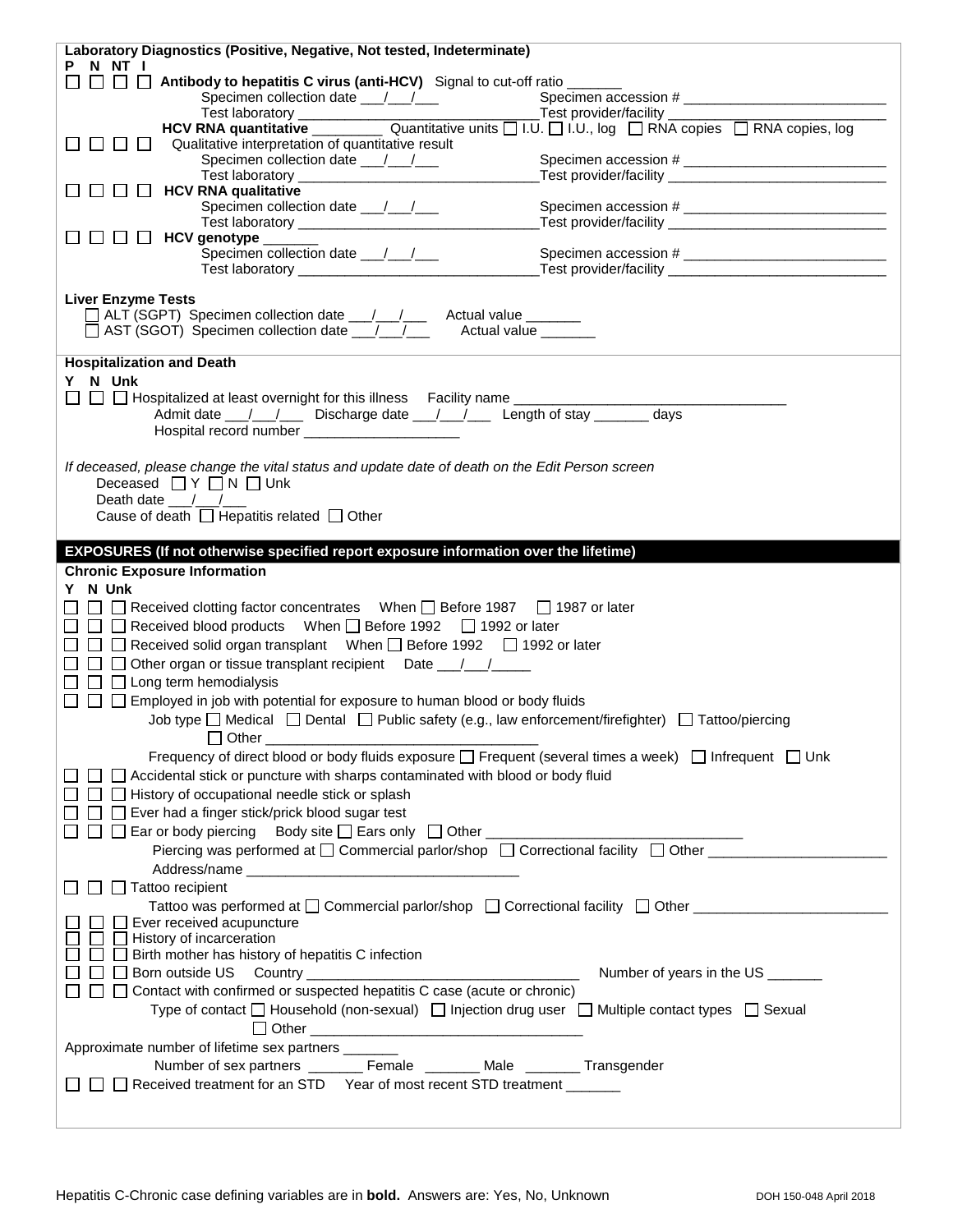**Laboratory Diagnostics (Positive, Negative, Not tested, Indeterminate)**

P N NT I

☐ ☐ ☐ ☐ **Antibody to hepatitis C virus (anti-HCV)** Signal to cut-off ratio _______

Specimen collection date ___/___/___ Specimen accession # ___________________________

Test laboratory ________________________________ Test provider/facility ___________________________

**HCV RNA quantitative** _________ Quantitative units ☐ I.U. ☐ I.U., log ☐ RNA copies ☐ RNA copies, log

☐ ☐ ☐ ☐ Qualitative interpretation of quantitative result

Specimen collection date ___/___/___ Specimen accession # ___________________________

Test laboratory ________________________________ Test provider/facility ___________________________

☐ ☐ ☐ ☐ **HCV RNA qualitative**

Specimen collection date ___/___/___ Specimen accession # ___________________________

Test laboratory ________________________________ Test provider/facility ___________________________

☐ ☐ ☐ ☐ **HCV genotype** _______

Specimen collection date ___/___/___ Specimen accession # ___________________________

Test laboratory ________________________________ Test provider/facility ___________________________

**Liver Enzyme Tests**

☐ ALT (SGPT) Specimen collection date ___/___/___ Actual value _______

☐ AST (SGOT) Specimen collection date ___/___/___ Actual value _______

**Hospitalization and Death**

Y N Unk

☐ ☐ ☐ Hospitalized at least overnight for this illness Facility name ___________________________________

Admit date ___/___/___ Discharge date ___/___/___ Length of stay _______ days

Hospital record number ____________________

*If deceased, please change the vital status and update date of death on the Edit Person screen*

Deceased ☐ Y ☐ N ☐ Unk

Death date ___/___/___

Cause of death ☐ Hepatitis related ☐ Other

## EXPOSURES (If not otherwise specified report exposure information over the lifetime)

**Chronic Exposure Information**

Y N Unk

☐ ☐ ☐ Received clotting factor concentrates When ☐ Before 1987 ☐ 1987 or later

☐ ☐ ☐ Received blood products When ☐ Before 1992 ☐ 1992 or later

☐ ☐ ☐ Received solid organ transplant When ☐ Before 1992 ☐ 1992 or later

☐ ☐ ☐ Other organ or tissue transplant recipient Date ___/___/_____

☐ ☐ ☐ Long term hemodialysis

☐ ☐ ☐ Employed in job with potential for exposure to human blood or body fluids

Job type ☐ Medical ☐ Dental ☐ Public safety (e.g., law enforcement/firefighter) ☐ Tattoo/piercing

☐ Other ___________________________________

Frequency of direct blood or body fluids exposure ☐ Frequent (several times a week) ☐ Infrequent ☐ Unk

☐ ☐ ☐ Accidental stick or puncture with sharps contaminated with blood or body fluid

☐ ☐ ☐ History of occupational needle stick or splash

☐ ☐ ☐ Ever had a finger stick/prick blood sugar test

☐ ☐ ☐ Ear or body piercing Body site ☐ Ears only ☐ Other _________________________________

Piercing was performed at ☐ Commercial parlor/shop ☐ Correctional facility ☐ Other _______________________

Address/name ___________________________________

☐ ☐ ☐ Tattoo recipient

Tattoo was performed at ☐ Commercial parlor/shop ☐ Correctional facility ☐ Other _________________________

☐ ☐ ☐ Ever received acupuncture

☐ ☐ ☐ History of incarceration

☐ ☐ ☐ Birth mother has history of hepatitis C infection

☐ ☐ ☐ Born outside US Country ____________________________________ Number of years in the US _______

☐ ☐ ☐ Contact with confirmed or suspected hepatitis C case (acute or chronic)

Type of contact ☐ Household (non-sexual) ☐ Injection drug user ☐ Multiple contact types ☐ Sexual

☐ Other ___________________________________

Approximate number of lifetime sex partners _______

Number of sex partners _______ Female _______ Male _______ Transgender

☐ ☐ ☐ Received treatment for an STD Year of most recent STD treatment _______

Hepatitis C-Chronic case defining variables are in **bold**. Answers are: Yes, No, Unknown

DOH 150-048 April 2018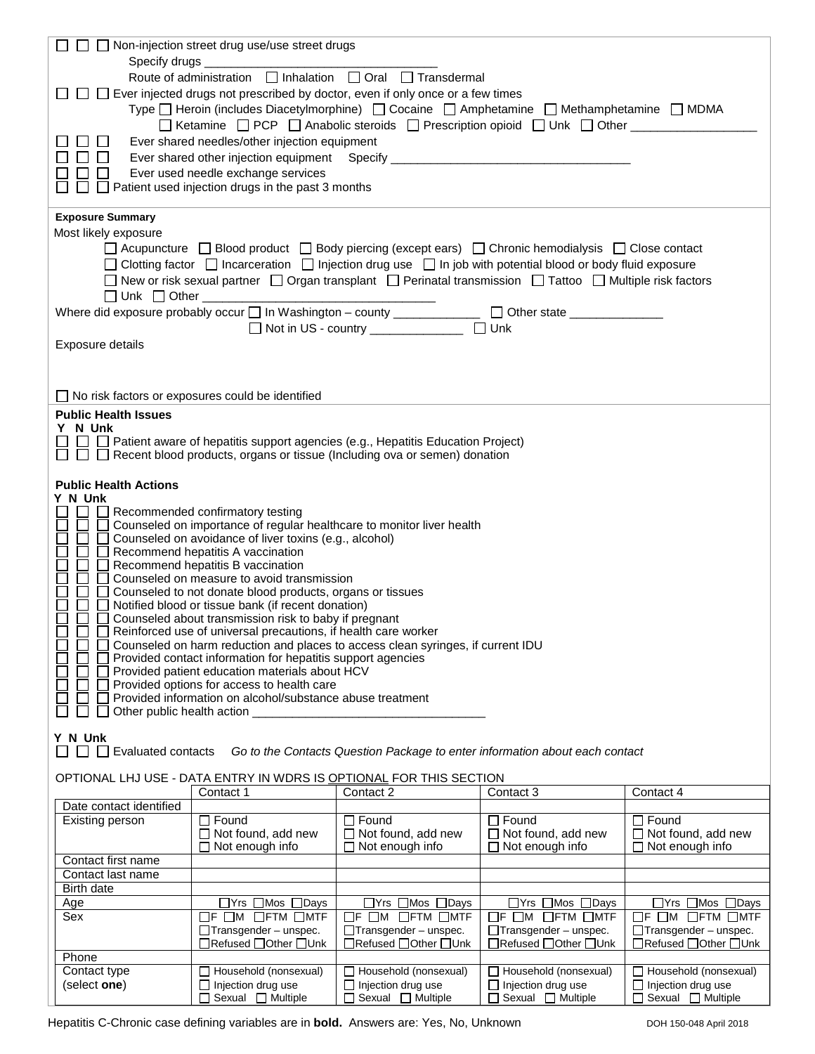☐ ☐ ☐ Non-injection street drug use/use street drugs

Specify drugs ___________________________________

Route of administration ☐ Inhalation ☐ Oral ☐ Transdermal

☐ ☐ ☐ Ever injected drugs not prescribed by doctor, even if only once or a few times

Type ☐ Heroin (includes Diacetylmorphine) ☐ Cocaine ☐ Amphetamine ☐ Methamphetamine ☐ MDMA
☐ Ketamine ☐ PCP ☐ Anabolic steroids ☐ Prescription opioid ☐ Unk ☐ Other ___________________

☐ ☐ ☐ Ever shared needles/other injection equipment

☐ ☐ ☐ Ever shared other injection equipment Specify ___________________________________

☐ ☐ ☐ Ever used needle exchange services

☐ ☐ ☐ Patient used injection drugs in the past 3 months

**Exposure Summary**

Most likely exposure

☐ Acupuncture ☐ Blood product ☐ Body piercing (except ears) ☐ Chronic hemodialysis ☐ Close contact
☐ Clotting factor ☐ Incarceration ☐ Injection drug use ☐ In job with potential blood or body fluid exposure
☐ New or risk sexual partner ☐ Organ transplant ☐ Perinatal transmission ☐ Tattoo ☐ Multiple risk factors
☐ Unk ☐ Other ___________________________________

Where did exposure probably occur ☐ In Washington – county _____________ ☐ Other state ______________
☐ Not in US - country ______________ ☐ Unk

Exposure details

☐ No risk factors or exposures could be identified

**Public Health Issues**

**Y N Unk**

☐ ☐ ☐ Patient aware of hepatitis support agencies (e.g., Hepatitis Education Project)
☐ ☐ ☐ Recent blood products, organs or tissue (Including ova or semen) donation

**Public Health Actions**

**Y N Unk**

☐ ☐ ☐ Recommended confirmatory testing
☐ ☐ ☐ Counseled on importance of regular healthcare to monitor liver health
☐ ☐ ☐ Counseled on avoidance of liver toxins (e.g., alcohol)
☐ ☐ ☐ Recommend hepatitis A vaccination
☐ ☐ ☐ Recommend hepatitis B vaccination
☐ ☐ ☐ Counseled on measure to avoid transmission
☐ ☐ ☐ Counseled to not donate blood products, organs or tissues
☐ ☐ ☐ Notified blood or tissue bank (if recent donation)
☐ ☐ ☐ Counseled about transmission risk to baby if pregnant
☐ ☐ ☐ Reinforced use of universal precautions, if health care worker
☐ ☐ ☐ Counseled on harm reduction and places to access clean syringes, if current IDU
☐ ☐ ☐ Provided contact information for hepatitis support agencies
☐ ☐ ☐ Provided patient education materials about HCV
☐ ☐ ☐ Provided options for access to health care
☐ ☐ ☐ Provided information on alcohol/substance abuse treatment
☐ ☐ ☐ Other public health action ___________________________________

**Y N Unk**

☐ ☐ ☐ Evaluated contacts *Go to the Contacts Question Package to enter information about each contact*

OPTIONAL LHJ USE - DATA ENTRY IN WDRS IS OPTIONAL FOR THIS SECTION

| | Contact 1 | Contact 2 | Contact 3 | Contact 4 |
|---|---|---|---|---|
| Date contact identified | | | | |
| Existing person | ☐ Found ☐ Not found, add new ☐ Not enough info | ☐ Found ☐ Not found, add new ☐ Not enough info | ☐ Found ☐ Not found, add new ☐ Not enough info | ☐ Found ☐ Not found, add new ☐ Not enough info |
| Contact first name | | | | |
| Contact last name | | | | |
| Birth date | | | | |
| Age | ☐Yrs ☐Mos ☐Days | ☐Yrs ☐Mos ☐Days | ☐Yrs ☐Mos ☐Days | ☐Yrs ☐Mos ☐Days |
| Sex | ☐F ☐M ☐FTM ☐MTF ☐Transgender – unspec. ☐Refused ☐Other ☐Unk | ☐F ☐M ☐FTM ☐MTF ☐Transgender – unspec. ☐Refused ☐Other ☐Unk | ☐F ☐M ☐FTM ☐MTF ☐Transgender – unspec. ☐Refused ☐Other ☐Unk | ☐F ☐M ☐FTM ☐MTF ☐Transgender – unspec. ☐Refused ☐Other ☐Unk |
| Phone | | | | |
| Contact type (select **one**) | ☐ Household (nonsexual) ☐ Injection drug use ☐ Sexual ☐ Multiple | ☐ Household (nonsexual) ☐ Injection drug use ☐ Sexual ☐ Multiple | ☐ Household (nonsexual) ☐ Injection drug use ☐ Sexual ☐ Multiple | ☐ Household (nonsexual) ☐ Injection drug use ☐ Sexual ☐ Multiple |

Hepatitis C-Chronic case defining variables are in **bold.** Answers are: Yes, No, Unknown DOH 150-048 April 2018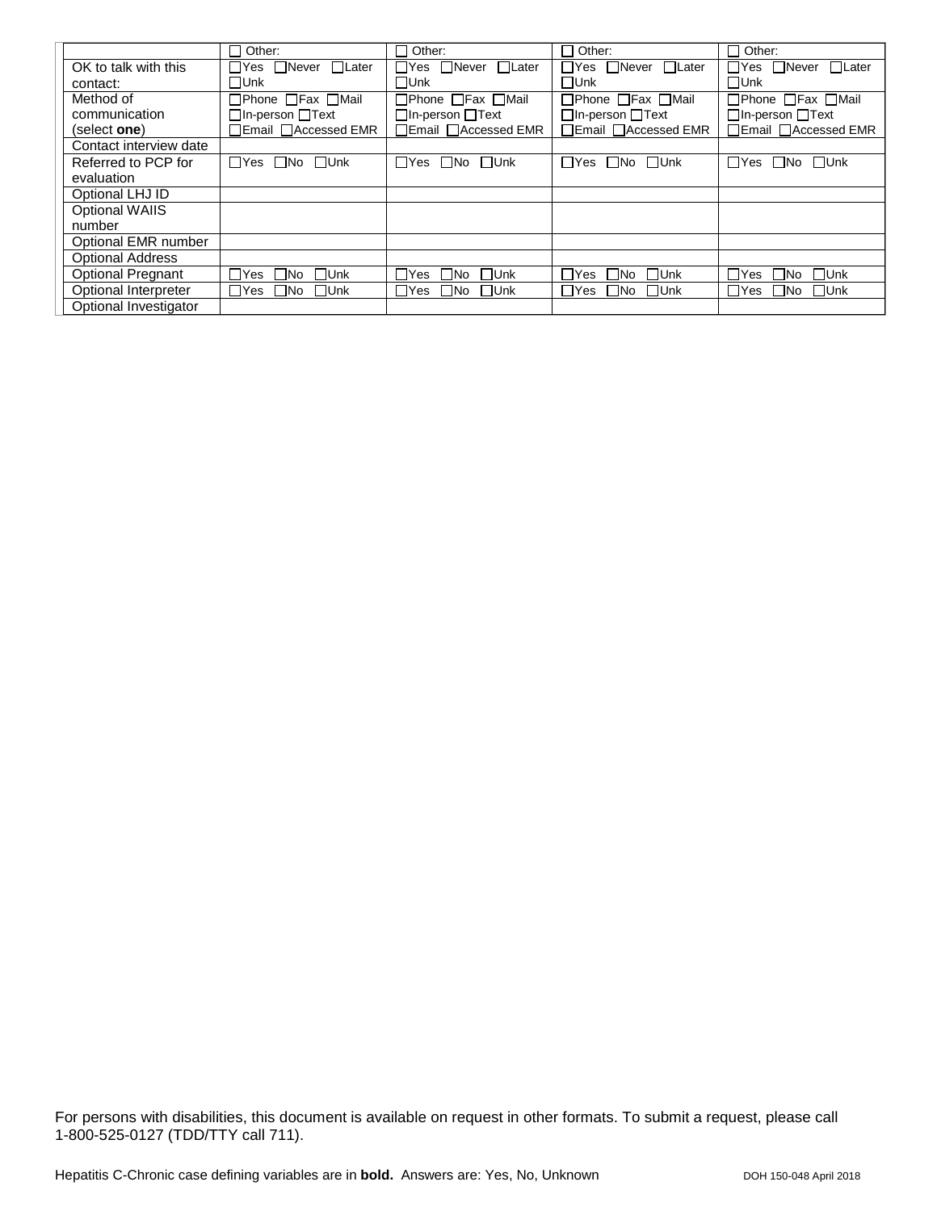| | | | | |
|---|---|---|---|---|
| | ☐ Other: | ☐ Other: | ☐ Other: | ☐ Other: |
| OK to talk with this contact: | ☐Yes ☐Never ☐Later ☐Unk | ☐Yes ☐Never ☐Later ☐Unk | ☐Yes ☐Never ☐Later ☐Unk | ☐Yes ☐Never ☐Later ☐Unk |
| Method of communication (select **one**) | ☐Phone ☐Fax ☐Mail ☐In-person ☐Text ☐Email ☐Accessed EMR | ☐Phone ☐Fax ☐Mail ☐In-person ☐Text ☐Email ☐Accessed EMR | ☐Phone ☐Fax ☐Mail ☐In-person ☐Text ☐Email ☐Accessed EMR | ☐Phone ☐Fax ☐Mail ☐In-person ☐Text ☐Email ☐Accessed EMR |
| Contact interview date | | | | |
| Referred to PCP for evaluation | ☐Yes ☐No ☐Unk | ☐Yes ☐No ☐Unk | ☐Yes ☐No ☐Unk | ☐Yes ☐No ☐Unk |
| Optional LHJ ID | | | | |
| Optional WAIIS number | | | | |
| Optional EMR number | | | | |
| Optional Address | | | | |
| Optional Pregnant | ☐Yes ☐No ☐Unk | ☐Yes ☐No ☐Unk | ☐Yes ☐No ☐Unk | ☐Yes ☐No ☐Unk |
| Optional Interpreter | ☐Yes ☐No ☐Unk | ☐Yes ☐No ☐Unk | ☐Yes ☐No ☐Unk | ☐Yes ☐No ☐Unk |
| Optional Investigator | | | | |

For persons with disabilities, this document is available on request in other formats. To submit a request, please call 1-800-525-0127 (TDD/TTY call 711).

Hepatitis C-Chronic case defining variables are in **bold.** Answers are: Yes, No, Unknown

DOH 150-048 April 2018